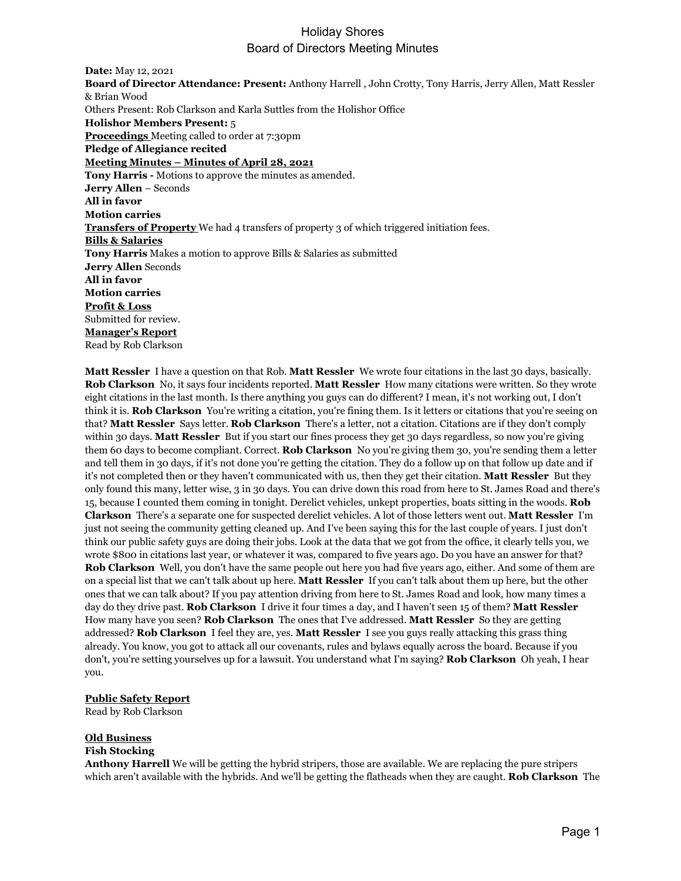# Holiday Shores
## Board of Directors Meeting Minutes

**Date:** May 12, 2021
**Board of Director Attendance: Present:** Anthony Harrell , John Crotty, Tony Harris, Jerry Allen, Matt Ressler & Brian Wood
Others Present: Rob Clarkson and Karla Suttles from the Holishor Office
**Holishor Members Present:** 5
**Proceedings** Meeting called to order at 7:30pm
**Pledge of Allegiance recited**
**Meeting Minutes – Minutes of April 28, 2021**
**Tony Harris -** Motions to approve the minutes as amended.
**Jerry Allen** – Seconds
**All in favor**
**Motion carries**
**Transfers of Property** We had 4 transfers of property 3 of which triggered initiation fees.
**Bills & Salaries**
**Tony Harris** Makes a motion to approve Bills & Salaries as submitted
**Jerry Allen** Seconds
**All in favor**
**Motion carries**
**Profit & Loss**
Submitted for review.
**Manager's Report**
Read by Rob Clarkson

**Matt Ressler** I have a question on that Rob. **Matt Ressler** We wrote four citations in the last 30 days, basically. **Rob Clarkson** No, it says four incidents reported. **Matt Ressler** How many citations were written. So they wrote eight citations in the last month. Is there anything you guys can do different? I mean, it's not working out, I don't think it is. **Rob Clarkson** You're writing a citation, you're fining them. Is it letters or citations that you're seeing on that? **Matt Ressler** Says letter. **Rob Clarkson** There's a letter, not a citation. Citations are if they don't comply within 30 days. **Matt Ressler** But if you start our fines process they get 30 days regardless, so now you're giving them 60 days to become compliant. Correct. **Rob Clarkson** No you're giving them 30, you're sending them a letter and tell them in 30 days, if it's not done you're getting the citation. They do a follow up on that follow up date and if it's not completed then or they haven't communicated with us, then they get their citation. **Matt Ressler** But they only found this many, letter wise, 3 in 30 days. You can drive down this road from here to St. James Road and there's 15, because I counted them coming in tonight. Derelict vehicles, unkept properties, boats sitting in the woods. **Rob Clarkson** There's a separate one for suspected derelict vehicles. A lot of those letters went out. **Matt Ressler** I'm just not seeing the community getting cleaned up. And I've been saying this for the last couple of years. I just don't think our public safety guys are doing their jobs. Look at the data that we got from the office, it clearly tells you, we wrote $800 in citations last year, or whatever it was, compared to five years ago. Do you have an answer for that? **Rob Clarkson** Well, you don't have the same people out here you had five years ago, either. And some of them are on a special list that we can't talk about up here. **Matt Ressler** If you can't talk about them up here, but the other ones that we can talk about? If you pay attention driving from here to St. James Road and look, how many times a day do they drive past. **Rob Clarkson** I drive it four times a day, and I haven't seen 15 of them? **Matt Ressler** How many have you seen? **Rob Clarkson** The ones that I've addressed. **Matt Ressler** So they are getting addressed? **Rob Clarkson** I feel they are, yes. **Matt Ressler** I see you guys really attacking this grass thing already. You know, you got to attack all our covenants, rules and bylaws equally across the board. Because if you don't, you're setting yourselves up for a lawsuit. You understand what I'm saying? **Rob Clarkson** Oh yeah, I hear you.

**Public Safety Report**
Read by Rob Clarkson

**Old Business**
**Fish Stocking**
**Anthony Harrell** We will be getting the hybrid stripers, those are available. We are replacing the pure stripers which aren't available with the hybrids. And we'll be getting the flatheads when they are caught. **Rob Clarkson** The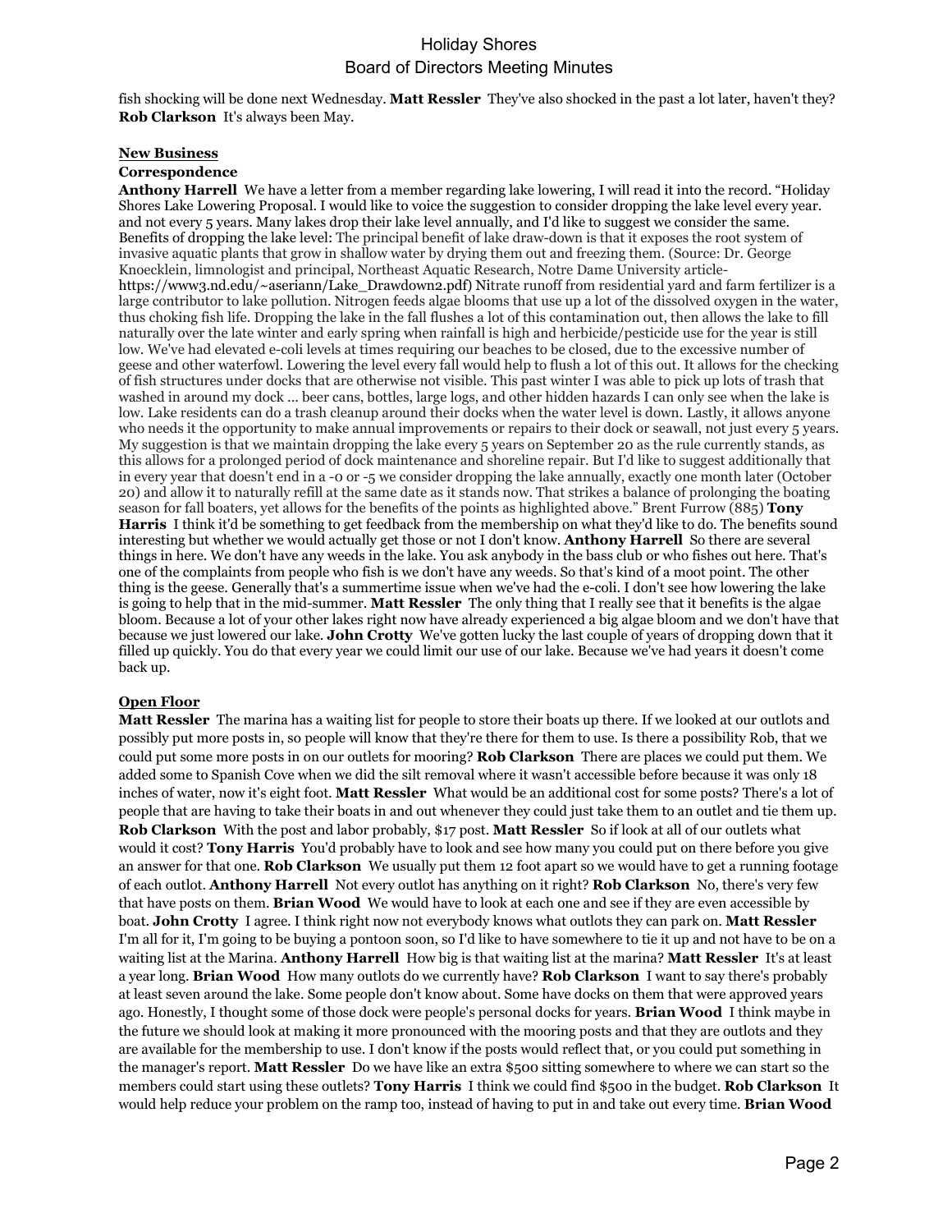fish shocking will be done next Wednesday. **Matt Ressler** They've also shocked in the past a lot later, haven't they? **Rob Clarkson** It's always been May.

## New Business

### Correspondence

**Anthony Harrell** We have a letter from a member regarding lake lowering, I will read it into the record. "Holiday Shores Lake Lowering Proposal. I would like to voice the suggestion to consider dropping the lake level every year. and not every 5 years. Many lakes drop their lake level annually, and I'd like to suggest we consider the same. Benefits of dropping the lake level: The principal benefit of lake draw-down is that it exposes the root system of invasive aquatic plants that grow in shallow water by drying them out and freezing them. (Source: Dr. George Knoecklein, limnologist and principal, Northeast Aquatic Research, Notre Dame University article- https://www3.nd.edu/~aseriann/Lake_Drawdown2.pdf) Nitrate runoff from residential yard and farm fertilizer is a large contributor to lake pollution. Nitrogen feeds algae blooms that use up a lot of the dissolved oxygen in the water, thus choking fish life. Dropping the lake in the fall flushes a lot of this contamination out, then allows the lake to fill naturally over the late winter and early spring when rainfall is high and herbicide/pesticide use for the year is still low. We've had elevated e-coli levels at times requiring our beaches to be closed, due to the excessive number of geese and other waterfowl. Lowering the level every fall would help to flush a lot of this out. It allows for the checking of fish structures under docks that are otherwise not visible. This past winter I was able to pick up lots of trash that washed in around my dock ... beer cans, bottles, large logs, and other hidden hazards I can only see when the lake is low. Lake residents can do a trash cleanup around their docks when the water level is down. Lastly, it allows anyone who needs it the opportunity to make annual improvements or repairs to their dock or seawall, not just every 5 years. My suggestion is that we maintain dropping the lake every 5 years on September 20 as the rule currently stands, as this allows for a prolonged period of dock maintenance and shoreline repair. But I'd like to suggest additionally that in every year that doesn't end in a -0 or -5 we consider dropping the lake annually, exactly one month later (October 20) and allow it to naturally refill at the same date as it stands now. That strikes a balance of prolonging the boating season for fall boaters, yet allows for the benefits of the points as highlighted above." Brent Furrow (885) **Tony Harris** I think it'd be something to get feedback from the membership on what they'd like to do. The benefits sound interesting but whether we would actually get those or not I don't know. **Anthony Harrell** So there are several things in here. We don't have any weeds in the lake. You ask anybody in the bass club or who fishes out here. That's one of the complaints from people who fish is we don't have any weeds. So that's kind of a moot point. The other thing is the geese. Generally that's a summertime issue when we've had the e-coli. I don't see how lowering the lake is going to help that in the mid-summer. **Matt Ressler** The only thing that I really see that it benefits is the algae bloom. Because a lot of your other lakes right now have already experienced a big algae bloom and we don't have that because we just lowered our lake. **John Crotty** We've gotten lucky the last couple of years of dropping down that it filled up quickly. You do that every year we could limit our use of our lake. Because we've had years it doesn't come back up.

## Open Floor

**Matt Ressler** The marina has a waiting list for people to store their boats up there. If we looked at our outlots and possibly put more posts in, so people will know that they're there for them to use. Is there a possibility Rob, that we could put some more posts in on our outlets for mooring? **Rob Clarkson** There are places we could put them. We added some to Spanish Cove when we did the silt removal where it wasn't accessible before because it was only 18 inches of water, now it's eight foot. **Matt Ressler** What would be an additional cost for some posts? There's a lot of people that are having to take their boats in and out whenever they could just take them to an outlet and tie them up. **Rob Clarkson** With the post and labor probably, $17 post. **Matt Ressler** So if look at all of our outlets what would it cost? **Tony Harris** You'd probably have to look and see how many you could put on there before you give an answer for that one. **Rob Clarkson** We usually put them 12 foot apart so we would have to get a running footage of each outlot. **Anthony Harrell** Not every outlot has anything on it right? **Rob Clarkson** No, there's very few that have posts on them. **Brian Wood** We would have to look at each one and see if they are even accessible by boat. **John Crotty** I agree. I think right now not everybody knows what outlots they can park on. **Matt Ressler** I'm all for it, I'm going to be buying a pontoon soon, so I'd like to have somewhere to tie it up and not have to be on a waiting list at the Marina. **Anthony Harrell** How big is that waiting list at the marina? **Matt Ressler** It's at least a year long. **Brian Wood** How many outlots do we currently have? **Rob Clarkson** I want to say there's probably at least seven around the lake. Some people don't know about. Some have docks on them that were approved years ago. Honestly, I thought some of those dock were people's personal docks for years. **Brian Wood** I think maybe in the future we should look at making it more pronounced with the mooring posts and that they are outlots and they are available for the membership to use. I don't know if the posts would reflect that, or you could put something in the manager's report. **Matt Ressler** Do we have like an extra $500 sitting somewhere to where we can start so the members could start using these outlets? **Tony Harris** I think we could find $500 in the budget. **Rob Clarkson** It would help reduce your problem on the ramp too, instead of having to put in and take out every time. **Brian Wood**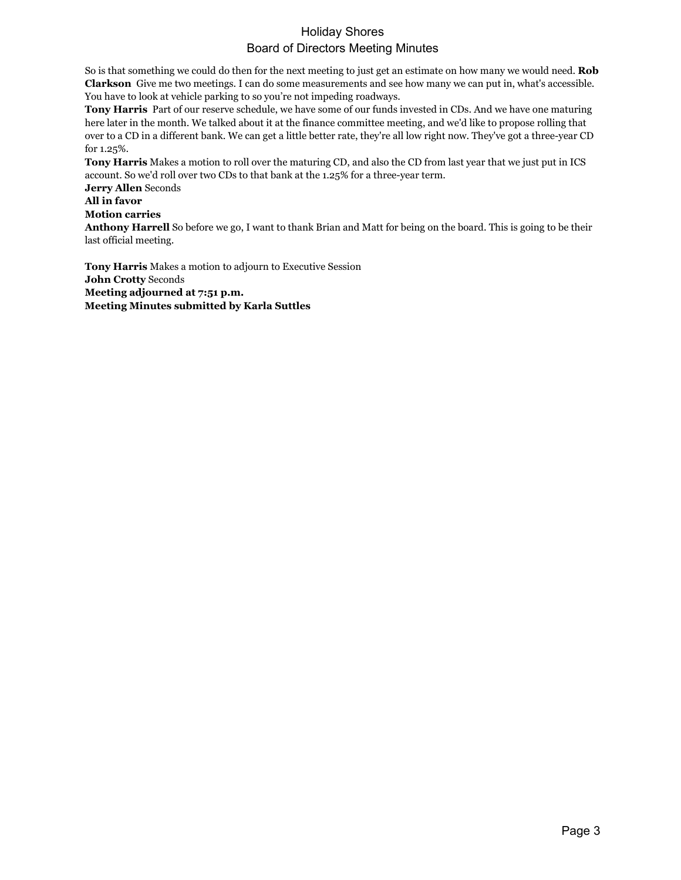So is that something we could do then for the next meeting to just get an estimate on how many we would need. **Rob Clarkson** Give me two meetings. I can do some measurements and see how many we can put in, what's accessible. You have to look at vehicle parking to so you're not impeding roadways.

**Tony Harris** Part of our reserve schedule, we have some of our funds invested in CDs. And we have one maturing here later in the month. We talked about it at the finance committee meeting, and we'd like to propose rolling that over to a CD in a different bank. We can get a little better rate, they're all low right now. They've got a three-year CD for 1.25%.

**Tony Harris** Makes a motion to roll over the maturing CD, and also the CD from last year that we just put in ICS account. So we'd roll over two CDs to that bank at the 1.25% for a three-year term.

**Jerry Allen** Seconds

**All in favor**

**Motion carries**

**Anthony Harrell** So before we go, I want to thank Brian and Matt for being on the board. This is going to be their last official meeting.

**Tony Harris** Makes a motion to adjourn to Executive Session

**John Crotty** Seconds

**Meeting adjourned at 7:51 p.m.**

**Meeting Minutes submitted by Karla Suttles**